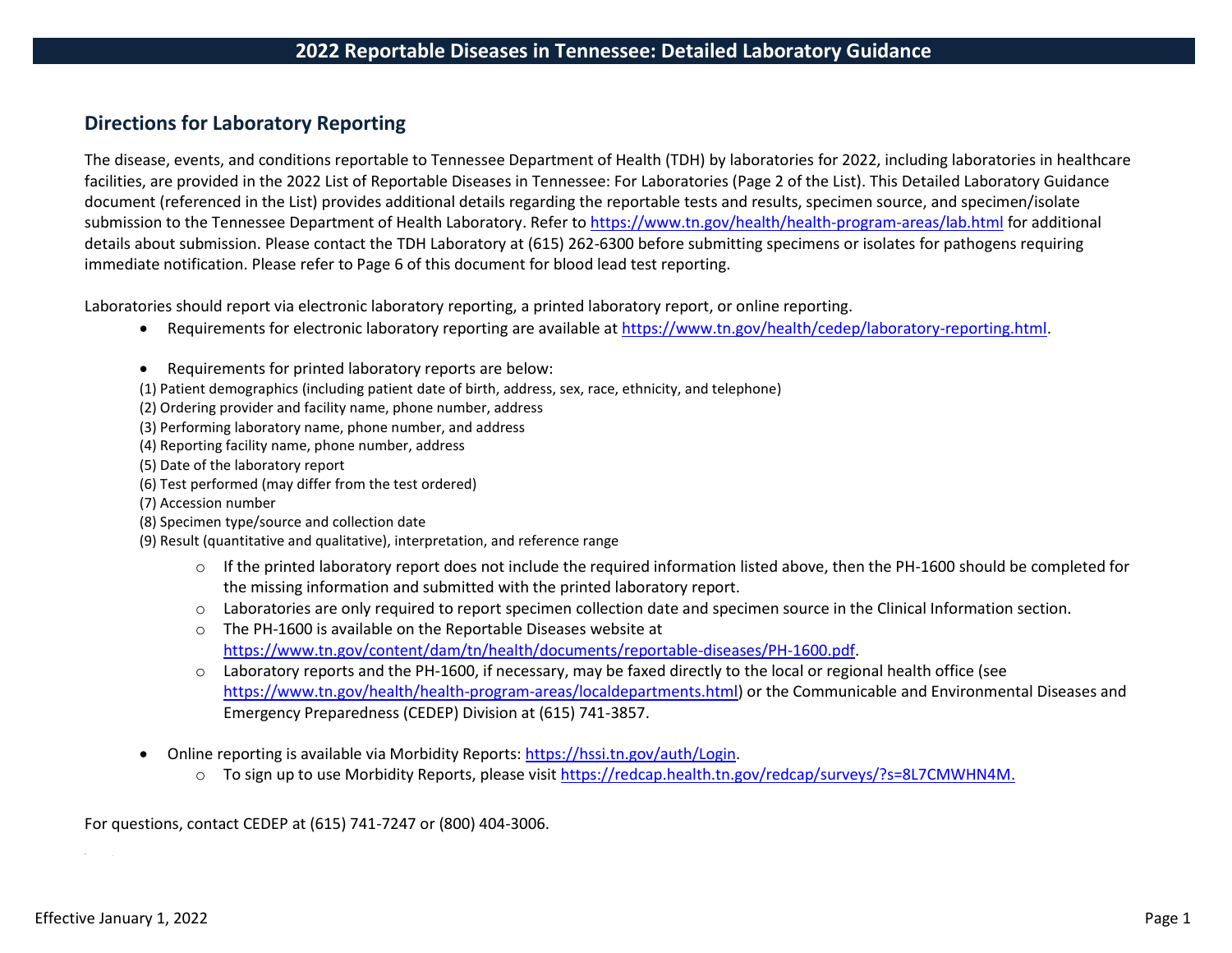# 2022 Reportable Diseases in Tennessee: Detailed Laboratory Guidance

## Directions for Laboratory Reporting

The disease, events, and conditions reportable to Tennessee Department of Health (TDH) by laboratories for 2022, including laboratories in healthcare facilities, are provided in the 2022 List of Reportable Diseases in Tennessee: For Laboratories (Page 2 of the List). This Detailed Laboratory Guidance document (referenced in the List) provides additional details regarding the reportable tests and results, specimen source, and specimen/isolate submission to the Tennessee Department of Health Laboratory. Refer to https://www.tn.gov/health/health-program-areas/lab.html for additional details about submission. Please contact the TDH Laboratory at (615) 262-6300 before submitting specimens or isolates for pathogens requiring immediate notification. Please refer to Page 6 of this document for blood lead test reporting.

Laboratories should report via electronic laboratory reporting, a printed laboratory report, or online reporting.

- Requirements for electronic laboratory reporting are available at https://www.tn.gov/health/cedep/laboratory-reporting.html.
- Requirements for printed laboratory reports are below:

(1) Patient demographics (including patient date of birth, address, sex, race, ethnicity, and telephone)
(2) Ordering provider and facility name, phone number, address
(3) Performing laboratory name, phone number, and address
(4) Reporting facility name, phone number, address
(5) Date of the laboratory report
(6) Test performed (may differ from the test ordered)
(7) Accession number
(8) Specimen type/source and collection date
(9) Result (quantitative and qualitative), interpretation, and reference range

  - If the printed laboratory report does not include the required information listed above, then the PH-1600 should be completed for the missing information and submitted with the printed laboratory report.
  - Laboratories are only required to report specimen collection date and specimen source in the Clinical Information section.
  - The PH-1600 is available on the Reportable Diseases website at https://www.tn.gov/content/dam/tn/health/documents/reportable-diseases/PH-1600.pdf.
  - Laboratory reports and the PH-1600, if necessary, may be faxed directly to the local or regional health office (see https://www.tn.gov/health/health-program-areas/localdepartments.html) or the Communicable and Environmental Diseases and Emergency Preparedness (CEDEP) Division at (615) 741-3857.

- Online reporting is available via Morbidity Reports: https://hssi.tn.gov/auth/Login.
  - To sign up to use Morbidity Reports, please visit https://redcap.health.tn.gov/redcap/surveys/?s=8L7CMWHN4M.

For questions, contact CEDEP at (615) 741-7247 or (800) 404-3006.

Effective January 1, 2022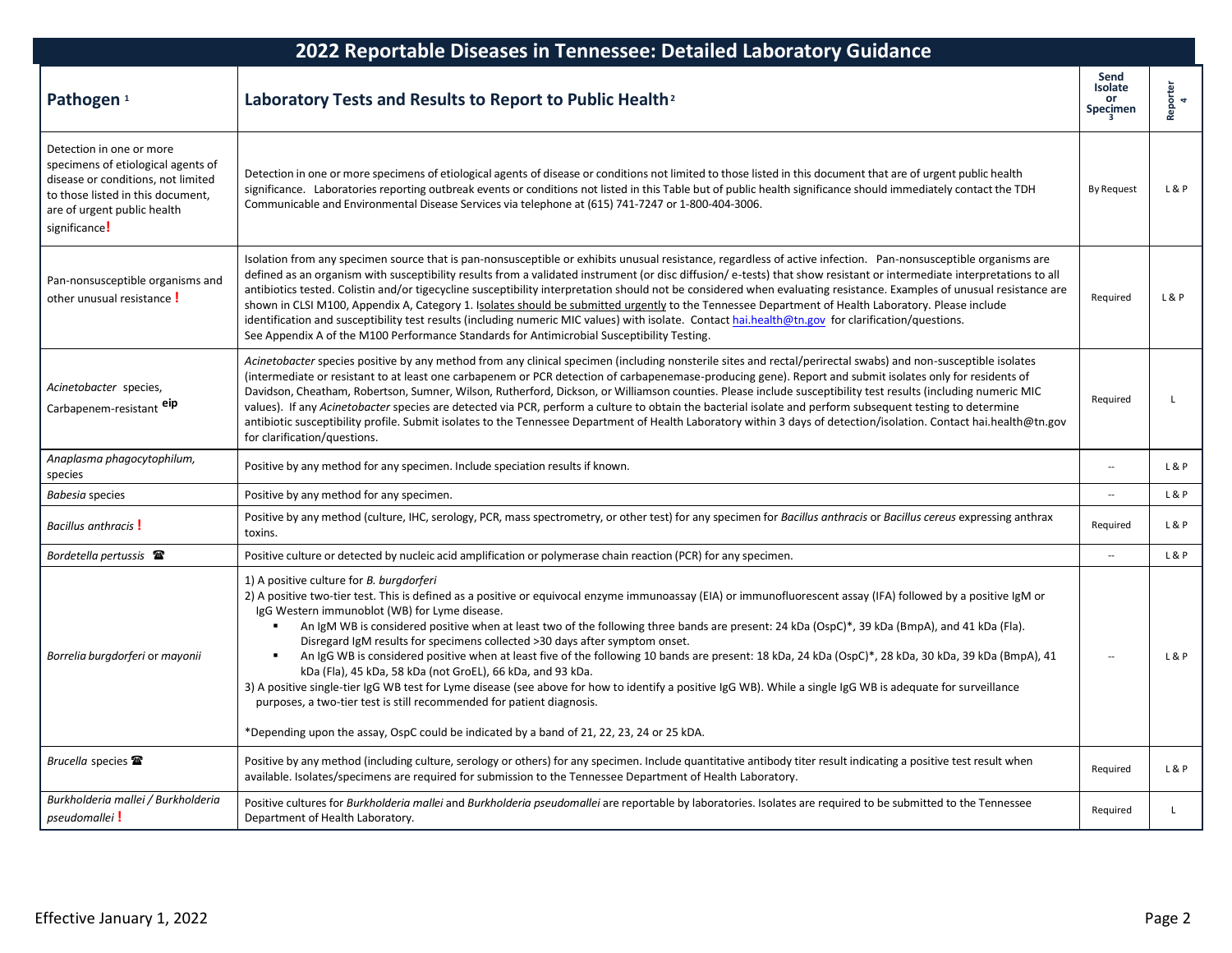# 2022 Reportable Diseases in Tennessee: Detailed Laboratory Guidance

| Pathogen [1] | Laboratory Tests and Results to Report to Public Health [2] | Send Isolate or Specimen [3] | Reporter [4] |
|---|---|---|---|
| Detection in one or more specimens of etiological agents of disease or conditions, not limited to those listed in this document, are of urgent public health significance **!** | Detection in one or more specimens of etiological agents of disease or conditions not limited to those listed in this document that are of urgent public health significance. Laboratories reporting outbreak events or conditions not listed in this Table but of public health significance should immediately contact the TDH Communicable and Environmental Disease Services via telephone at (615) 741-7247 or 1-800-404-3006. | By Request | L & P |
| Pan-nonsusceptible organisms and other unusual resistance **!** | Isolation from any specimen source that is pan-nonsusceptible or exhibits unusual resistance, regardless of active infection. Pan-nonsusceptible organisms are defined as an organism with susceptibility results from a validated instrument (or disc diffusion/ e-tests) that show resistant or intermediate interpretations to all antibiotics tested. Colistin and/or tigecycline susceptibility interpretation should not be considered when evaluating resistance. Examples of unusual resistance are shown in CLSI M100, Appendix A, Category 1. Isolates should be submitted urgently to the Tennessee Department of Health Laboratory. Please include identification and susceptibility test results (including numeric MIC values) with isolate. Contact hai.health@tn.gov for clarification/questions. See Appendix A of the M100 Performance Standards for Antimicrobial Susceptibility Testing. | Required | L & P |
| *Acinetobacter* species, Carbapenem-resistant **eip** | *Acinetobacter* species positive by any method from any clinical specimen (including nonsterile sites and rectal/perirectal swabs) and non-susceptible isolates (intermediate or resistant to at least one carbapenem or PCR detection of carbapenemase-producing gene). Report and submit isolates only for residents of Davidson, Cheatham, Robertson, Sumner, Wilson, Rutherford, Dickson, or Williamson counties. Please include susceptibility test results (including numeric MIC values). If any *Acinetobacter* species are detected via PCR, perform a culture to obtain the bacterial isolate and perform subsequent testing to determine antibiotic susceptibility profile. Submit isolates to the Tennessee Department of Health Laboratory within 3 days of detection/isolation. Contact hai.health@tn.gov for clarification/questions. | Required | L |
| *Anaplasma phagocytophilum*, species | Positive by any method for any specimen. Include speciation results if known. | -- | L & P |
| *Babesia* species | Positive by any method for any specimen. | -- | L & P |
| *Bacillus anthracis* **!** | Positive by any method (culture, IHC, serology, PCR, mass spectrometry, or other test) for any specimen for *Bacillus anthracis* or *Bacillus cereus* expressing anthrax toxins. | Required | L & P |
| *Bordetella pertussis* ☎ | Positive culture or detected by nucleic acid amplification or polymerase chain reaction (PCR) for any specimen. | -- | L & P |
| *Borrelia burgdorferi* or *mayonii* | 1) A positive culture for *B. burgdorferi*<br>2) A positive two-tier test. This is defined as a positive or equivocal enzyme immunoassay (EIA) or immunofluorescent assay (IFA) followed by a positive IgM or IgG Western immunoblot (WB) for Lyme disease.<br>▪ An IgM WB is considered positive when at least two of the following three bands are present: 24 kDa (OspC)*, 39 kDa (BmpA), and 41 kDa (Fla). Disregard IgM results for specimens collected >30 days after symptom onset.<br>▪ An IgG WB is considered positive when at least five of the following 10 bands are present: 18 kDa, 24 kDa (OspC)*, 28 kDa, 30 kDa, 39 kDa (BmpA), 41 kDa (Fla), 45 kDa, 58 kDa (not GroEL), 66 kDa, and 93 kDa.<br>3) A positive single-tier IgG WB test for Lyme disease (see above for how to identify a positive IgG WB). While a single IgG WB is adequate for surveillance purposes, a two-tier test is still recommended for patient diagnosis.<br><br>*Depending upon the assay, OspC could be indicated by a band of 21, 22, 23, 24 or 25 kDA. | -- | L & P |
| *Brucella* species ☎ | Positive by any method (including culture, serology or others) for any specimen. Include quantitative antibody titer result indicating a positive test result when available. Isolates/specimens are required for submission to the Tennessee Department of Health Laboratory. | Required | L & P |
| *Burkholderia mallei* / *Burkholderia pseudomallei* **!** | Positive cultures for *Burkholderia mallei* and *Burkholderia pseudomallei* are reportable by laboratories. Isolates are required to be submitted to the Tennessee Department of Health Laboratory. | Required | L |

Effective January 1, 2022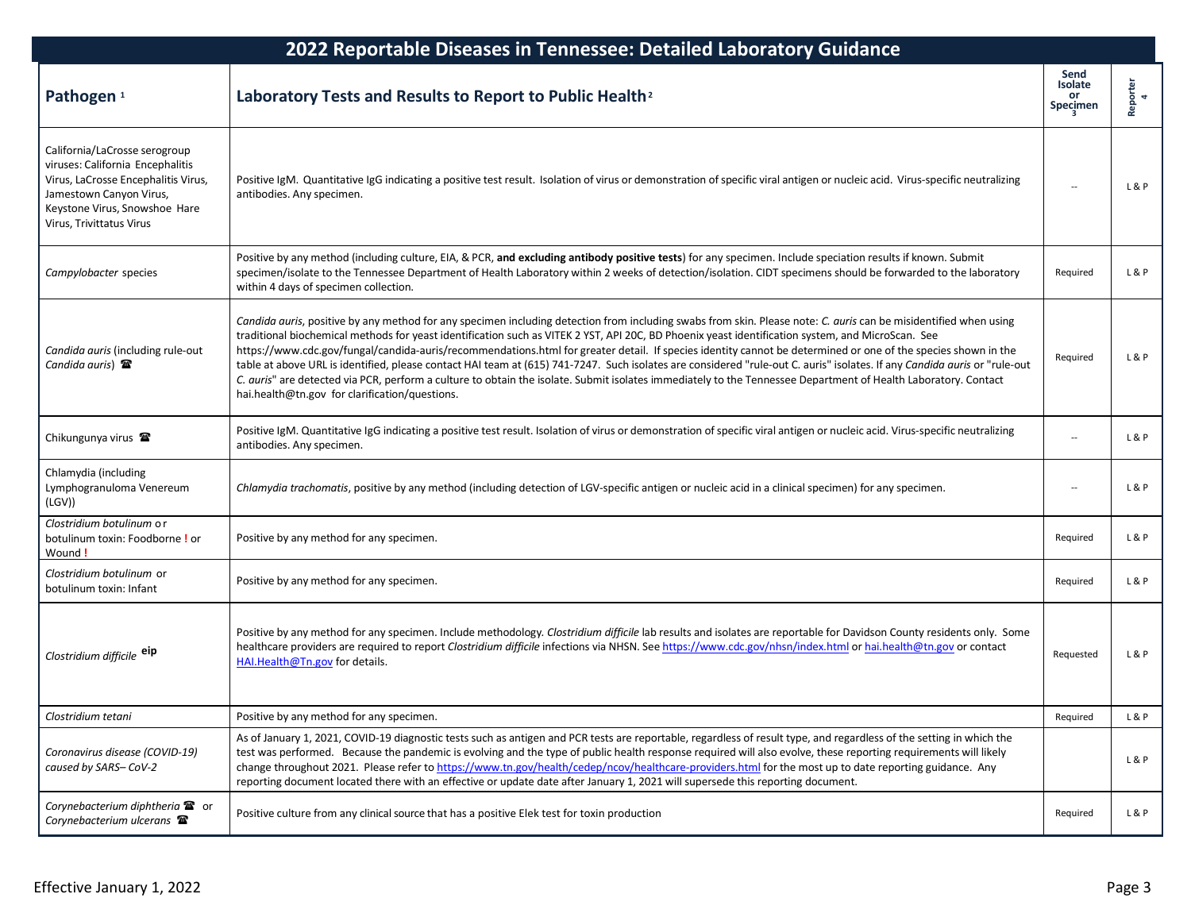# 2022 Reportable Diseases in Tennessee: Detailed Laboratory Guidance

| Pathogen [1] | Laboratory Tests and Results to Report to Public Health [2] | Send Isolate or Specimen [3] | Reporter [4] |
|---|---|---|---|
| California/LaCrosse serogroup viruses: California Encephalitis Virus, LaCrosse Encephalitis Virus, Jamestown Canyon Virus, Keystone Virus, Snowshoe Hare Virus, Trivittatus Virus | Positive IgM. Quantitative IgG indicating a positive test result. Isolation of virus or demonstration of specific viral antigen or nucleic acid. Virus-specific neutralizing antibodies. Any specimen. | -- | L & P |
| *Campylobacter* species | Positive by any method (including culture, EIA, & PCR, **and excluding antibody positive tests**) for any specimen. Include speciation results if known. Submit specimen/isolate to the Tennessee Department of Health Laboratory within 2 weeks of detection/isolation. CIDT specimens should be forwarded to the laboratory within 4 days of specimen collection. | Required | L & P |
| *Candida auris* (including rule-out *Candida auris*) ☎ | *Candida auris*, positive by any method for any specimen including detection from including swabs from skin. Please note: *C. auris* can be misidentified when using traditional biochemical methods for yeast identification such as VITEK 2 YST, API 20C, BD Phoenix yeast identification system, and MicroScan. See https://www.cdc.gov/fungal/candida-auris/recommendations.html for greater detail. If species identity cannot be determined or one of the species shown in the table at above URL is identified, please contact HAI team at (615) 741-7247. Such isolates are considered "rule-out C. auris" isolates. If any *Candida auris* or "rule-out *C. auris*" are detected via PCR, perform a culture to obtain the isolate. Submit isolates immediately to the Tennessee Department of Health Laboratory. Contact hai.health@tn.gov for clarification/questions. | Required | L & P |
| Chikungunya virus ☎ | Positive IgM. Quantitative IgG indicating a positive test result. Isolation of virus or demonstration of specific viral antigen or nucleic acid. Virus-specific neutralizing antibodies. Any specimen. | -- | L & P |
| Chlamydia (including Lymphogranuloma Venereum (LGV)) | *Chlamydia trachomatis*, positive by any method (including detection of LGV-specific antigen or nucleic acid in a clinical specimen) for any specimen. | -- | L & P |
| *Clostridium botulinum* or botulinum toxin: Foodborne **!** or Wound **!** | Positive by any method for any specimen. | Required | L & P |
| *Clostridium botulinum* or botulinum toxin: Infant | Positive by any method for any specimen. | Required | L & P |
| *Clostridium difficile* **eip** | Positive by any method for any specimen. Include methodology. *Clostridium difficile* lab results and isolates are reportable for Davidson County residents only. Some healthcare providers are required to report *Clostridium difficile* infections via NHSN. See https://www.cdc.gov/nhsn/index.html or hai.health@tn.gov or contact HAI.Health@Tn.gov for details. | Requested | L & P |
| *Clostridium tetani* | Positive by any method for any specimen. | Required | L & P |
| *Coronavirus disease (COVID-19) caused by SARS– CoV-2* | As of January 1, 2021, COVID-19 diagnostic tests such as antigen and PCR tests are reportable, regardless of result type, and regardless of the setting in which the test was performed. Because the pandemic is evolving and the type of public health response required will also evolve, these reporting requirements will likely change throughout 2021. Please refer to https://www.tn.gov/health/cedep/ncov/healthcare-providers.html for the most up to date reporting guidance. Any reporting document located there with an effective or update date after January 1, 2021 will supersede this reporting document. | | L & P |
| *Corynebacterium diphtheria* ☎ or *Corynebacterium ulcerans* ☎ | Positive culture from any clinical source that has a positive Elek test for toxin production | Required | L & P |

Effective January 1, 2022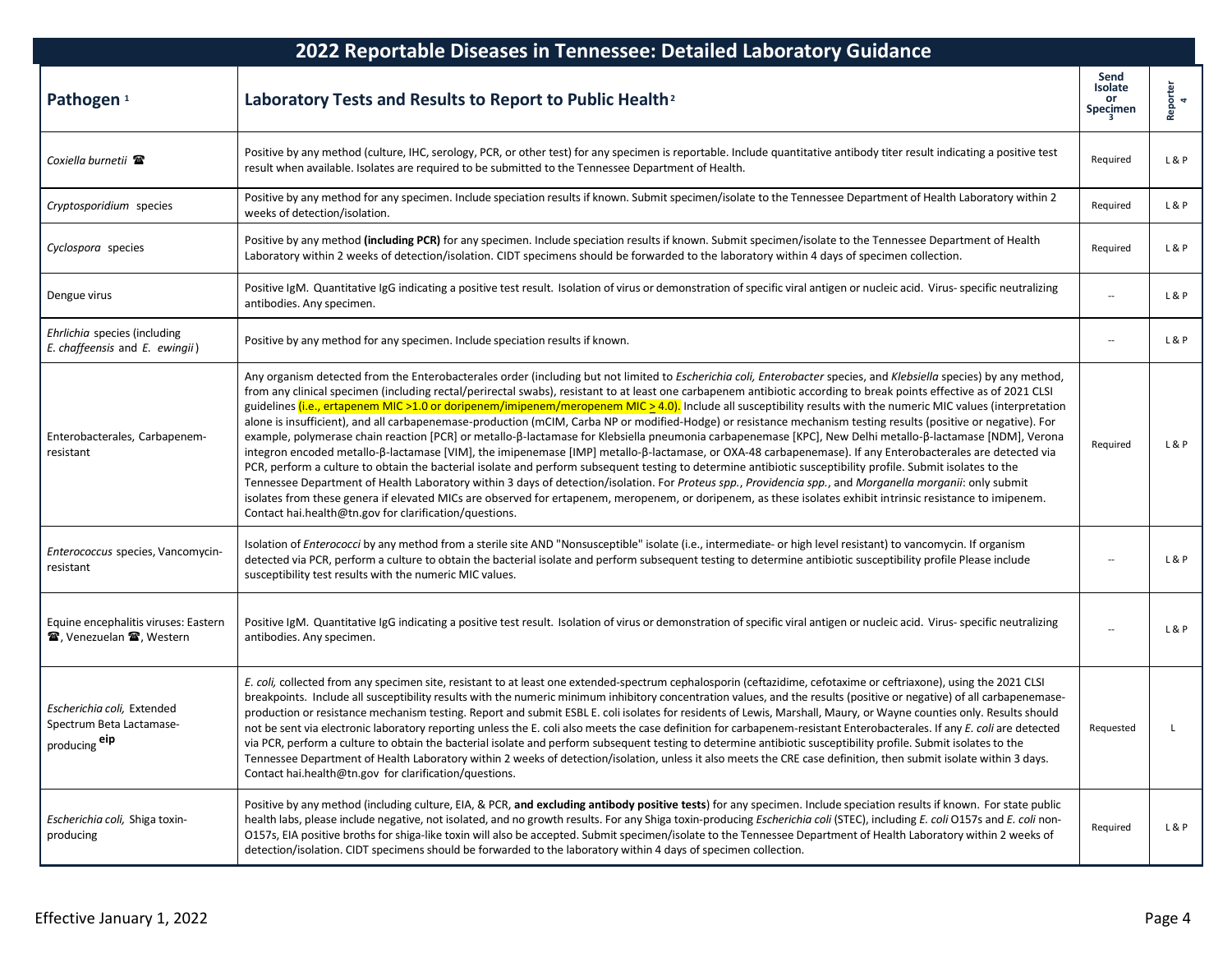# 2022 Reportable Diseases in Tennessee: Detailed Laboratory Guidance

| Pathogen [1] | Laboratory Tests and Results to Report to Public Health [2] | Send Isolate or Specimen [3] | Reporter [4] |
|---|---|---|---|
| *Coxiella burnetii* ☎ | Positive by any method (culture, IHC, serology, PCR, or other test) for any specimen is reportable. Include quantitative antibody titer result indicating a positive test result when available. Isolates are required to be submitted to the Tennessee Department of Health. | Required | L & P |
| *Cryptosporidium* species | Positive by any method for any specimen. Include speciation results if known. Submit specimen/isolate to the Tennessee Department of Health Laboratory within 2 weeks of detection/isolation. | Required | L & P |
| *Cyclospora* species | Positive by any method **(including PCR)** for any specimen. Include speciation results if known. Submit specimen/isolate to the Tennessee Department of Health Laboratory within 2 weeks of detection/isolation. CIDT specimens should be forwarded to the laboratory within 4 days of specimen collection. | Required | L & P |
| Dengue virus | Positive IgM. Quantitative IgG indicating a positive test result. Isolation of virus or demonstration of specific viral antigen or nucleic acid. Virus- specific neutralizing antibodies. Any specimen. | -- | L & P |
| *Ehrlichia* species (including *E. chaffeensis* and *E. ewingii*) | Positive by any method for any specimen. Include speciation results if known. | -- | L & P |
| Enterobacterales, Carbapenem-resistant | Any organism detected from the Enterobacterales order (including but not limited to *Escherichia coli, Enterobacter* species, and *Klebsiella* species) by any method, from any clinical specimen (including rectal/perirectal swabs), resistant to at least one carbapenem antibiotic according to break points effective as of 2021 CLSI guidelines (i.e., ertapenem MIC >1.0 or doripenem/imipenem/meropenem MIC $\geq$ 4.0). Include all susceptibility results with the numeric MIC values (interpretation alone is insufficient), and all carbapenemase-production (mCIM, Carba NP or modified-Hodge) or resistance mechanism testing results (positive or negative). For example, polymerase chain reaction [PCR] or metallo-β-lactamase for Klebsiella pneumonia carbapenemase [KPC], New Delhi metallo-β-lactamase [NDM], Verona integron encoded metallo-β-lactamase [VIM], the imipenemase [IMP] metallo-β-lactamase, or OXA-48 carbapenemase). If any Enterobacterales are detected via PCR, perform a culture to obtain the bacterial isolate and perform subsequent testing to determine antibiotic susceptibility profile. Submit isolates to the Tennessee Department of Health Laboratory within 3 days of detection/isolation. For *Proteus spp.*, *Providencia spp.*, and *Morganella morganii*: only submit isolates from these genera if elevated MICs are observed for ertapenem, meropenem, or doripenem, as these isolates exhibit intrinsic resistance to imipenem. Contact hai.health@tn.gov for clarification/questions. | Required | L & P |
| *Enterococcus* species, Vancomycin-resistant | Isolation of *Enterococci* by any method from a sterile site AND "Nonsusceptible" isolate (i.e., intermediate- or high level resistant) to vancomycin. If organism detected via PCR, perform a culture to obtain the bacterial isolate and perform subsequent testing to determine antibiotic susceptibility profile Please include susceptibility test results with the numeric MIC values. | -- | L & P |
| Equine encephalitis viruses: Eastern ☎, Venezuelan ☎, Western | Positive IgM. Quantitative IgG indicating a positive test result. Isolation of virus or demonstration of specific viral antigen or nucleic acid. Virus- specific neutralizing antibodies. Any specimen. | -- | L & P |
| *Escherichia coli,* Extended Spectrum Beta Lactamase-producing **eip** | *E. coli,* collected from any specimen site, resistant to at least one extended-spectrum cephalosporin (ceftazidime, cefotaxime or ceftriaxone), using the 2021 CLSI breakpoints. Include all susceptibility results with the numeric minimum inhibitory concentration values, and the results (positive or negative) of all carbapenemase-production or resistance mechanism testing. Report and submit ESBL E. coli isolates for residents of Lewis, Marshall, Maury, or Wayne counties only. Results should not be sent via electronic laboratory reporting unless the E. coli also meets the case definition for carbapenem-resistant Enterobacterales. If any *E. coli* are detected via PCR, perform a culture to obtain the bacterial isolate and perform subsequent testing to determine antibiotic susceptibility profile. Submit isolates to the Tennessee Department of Health Laboratory within 2 weeks of detection/isolation, unless it also meets the CRE case definition, then submit isolate within 3 days. Contact hai.health@tn.gov for clarification/questions. | Requested | L |
| *Escherichia coli,* Shiga toxin-producing | Positive by any method (including culture, EIA, & PCR, **and excluding antibody positive tests**) for any specimen. Include speciation results if known. For state public health labs, please include negative, not isolated, and no growth results. For any Shiga toxin-producing *Escherichia coli* (STEC), including *E. coli* O157s and *E. coli* non-O157s, EIA positive broths for shiga-like toxin will also be accepted. Submit specimen/isolate to the Tennessee Department of Health Laboratory within 2 weeks of detection/isolation. CIDT specimens should be forwarded to the laboratory within 4 days of specimen collection. | Required | L & P |

Effective January 1, 2022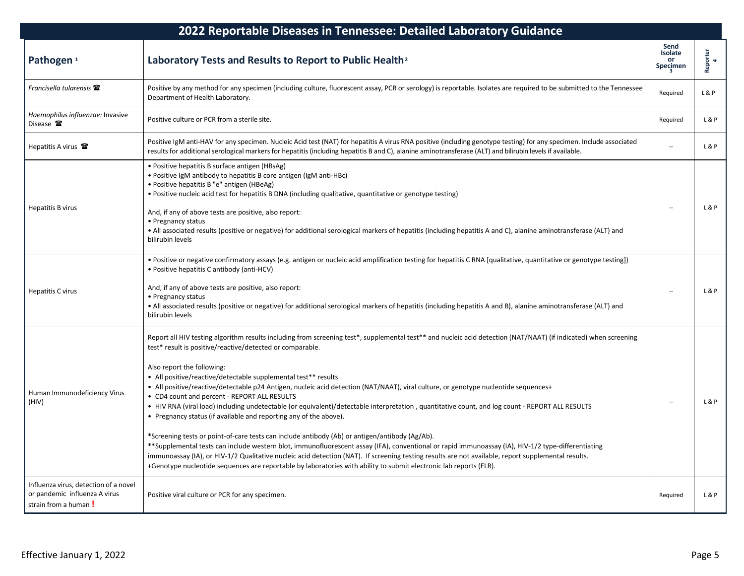# 2022 Reportable Diseases in Tennessee: Detailed Laboratory Guidance

| Pathogen [1] | Laboratory Tests and Results to Report to Public Health [2] | Send Isolate or Specimen [3] | Reporter [4] |
|---|---|---|---|
| *Francisella tularensis* ☎ | Positive by any method for any specimen (including culture, fluorescent assay, PCR or serology) is reportable. Isolates are required to be submitted to the Tennessee Department of Health Laboratory. | Required | L & P |
| *Haemophilus influenzae:* Invasive Disease ☎ | Positive culture or PCR from a sterile site. | Required | L & P |
| Hepatitis A virus ☎ | Positive IgM anti-HAV for any specimen. Nucleic Acid test (NAT) for hepatitis A virus RNA positive (including genotype testing) for any specimen. Include associated results for additional serological markers for hepatitis (including hepatitis B and C), alanine aminotransferase (ALT) and bilirubin levels if available. | -- | L & P |
| Hepatitis B virus | • Positive hepatitis B surface antigen (HBsAg)<br>• Positive IgM antibody to hepatitis B core antigen (IgM anti-HBc)<br>• Positive hepatitis B "e" antigen (HBeAg)<br>• Positive nucleic acid test for hepatitis B DNA (including qualitative, quantitative or genotype testing)<br><br>And, if any of above tests are positive, also report:<br>• Pregnancy status<br>• All associated results (positive or negative) for additional serological markers of hepatitis (including hepatitis A and C), alanine aminotransferase (ALT) and bilirubin levels | -- | L & P |
| Hepatitis C virus | • Positive or negative confirmatory assays (e.g. antigen or nucleic acid amplification testing for hepatitis C RNA [qualitative, quantitative or genotype testing])<br>• Positive hepatitis C antibody (anti-HCV)<br><br>And, if any of above tests are positive, also report:<br>• Pregnancy status<br>• All associated results (positive or negative) for additional serological markers of hepatitis (including hepatitis A and B), alanine aminotransferase (ALT) and bilirubin levels | -- | L & P |
| Human Immunodeficiency Virus (HIV) | Report all HIV testing algorithm results including from screening test*, supplemental test** and nucleic acid detection (NAT/NAAT) (if indicated) when screening test* result is positive/reactive/detected or comparable.<br><br>Also report the following:<br>• All positive/reactive/detectable supplemental test** results<br>• All positive/reactive/detectable p24 Antigen, nucleic acid detection (NAT/NAAT), viral culture, or genotype nucleotide sequences+<br>• CD4 count and percent - REPORT ALL RESULTS<br>• HIV RNA (viral load) including undetectable (or equivalent)/detectable interpretation , quantitative count, and log count - REPORT ALL RESULTS<br>• Pregnancy status (if available and reporting any of the above).<br><br>*Screening tests or point-of-care tests can include antibody (Ab) or antigen/antibody (Ag/Ab).<br>**Supplemental tests can include western blot, immunofluorescent assay (IFA), conventional or rapid immunoassay (IA), HIV-1/2 type-differentiating immunoassay (IA), or HIV-1/2 Qualitative nucleic acid detection (NAT). If screening testing results are not available, report supplemental results.<br>+Genotype nucleotide sequences are reportable by laboratories with ability to submit electronic lab reports (ELR). | -- | L & P |
| Influenza virus, detection of a novel or pandemic influenza A virus strain from a human **!** | Positive viral culture or PCR for any specimen. | Required | L & P |

Effective January 1, 2022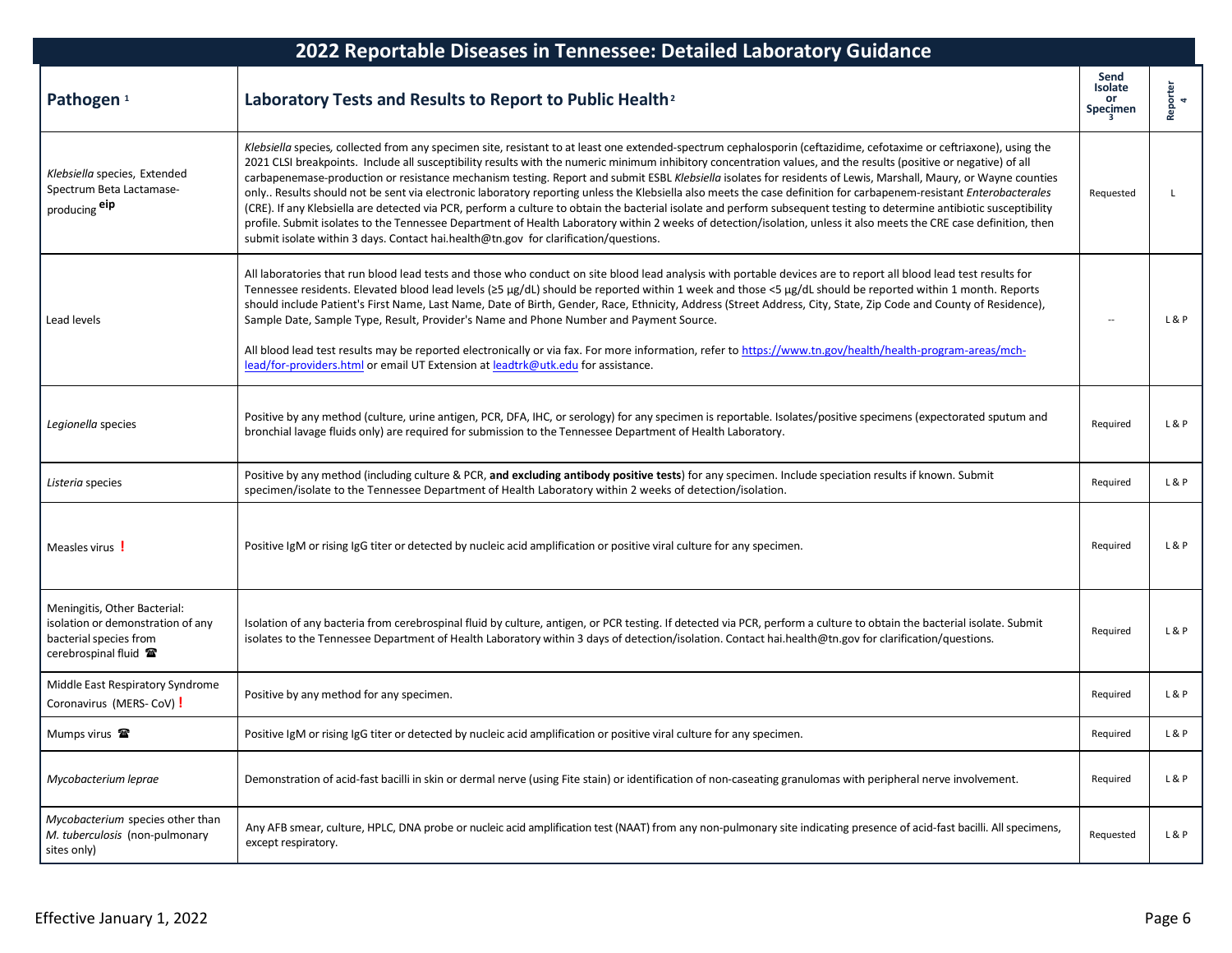# 2022 Reportable Diseases in Tennessee: Detailed Laboratory Guidance

| Pathogen [1] | Laboratory Tests and Results to Report to Public Health [2] | Send Isolate or Specimen [3] | Reporter [4] |
|---|---|---|---|
| *Klebsiella* species, Extended Spectrum Beta Lactamase-producing **eip** | *Klebsiella* species, collected from any specimen site, resistant to at least one extended-spectrum cephalosporin (ceftazidime, cefotaxime or ceftriaxone), using the 2021 CLSI breakpoints. Include all susceptibility results with the numeric minimum inhibitory concentration values, and the results (positive or negative) of all carbapenemase-production or resistance mechanism testing. Report and submit ESBL *Klebsiella* isolates for residents of Lewis, Marshall, Maury, or Wayne counties only.. Results should not be sent via electronic laboratory reporting unless the Klebsiella also meets the case definition for carbapenem-resistant *Enterobacterales* (CRE). If any Klebsiella are detected via PCR, perform a culture to obtain the bacterial isolate and perform subsequent testing to determine antibiotic susceptibility profile. Submit isolates to the Tennessee Department of Health Laboratory within 2 weeks of detection/isolation, unless it also meets the CRE case definition, then submit isolate within 3 days. Contact hai.health@tn.gov for clarification/questions. | Requested | L |
| Lead levels | All laboratories that run blood lead tests and those who conduct on site blood lead analysis with portable devices are to report all blood lead test results for Tennessee residents. Elevated blood lead levels (≥5 µg/dL) should be reported within 1 week and those <5 µg/dL should be reported within 1 month. Reports should include Patient's First Name, Last Name, Date of Birth, Gender, Race, Ethnicity, Address (Street Address, City, State, Zip Code and County of Residence), Sample Date, Sample Type, Result, Provider's Name and Phone Number and Payment Source.<br><br>All blood lead test results may be reported electronically or via fax. For more information, refer to https://www.tn.gov/health/health-program-areas/mch-lead/for-providers.html or email UT Extension at leadtrk@utk.edu for assistance. | -- | L & P |
| *Legionella* species | Positive by any method (culture, urine antigen, PCR, DFA, IHC, or serology) for any specimen is reportable. Isolates/positive specimens (expectorated sputum and bronchial lavage fluids only) are required for submission to the Tennessee Department of Health Laboratory. | Required | L & P |
| *Listeria* species | Positive by any method (including culture & PCR, **and excluding antibody positive tests**) for any specimen. Include speciation results if known. Submit specimen/isolate to the Tennessee Department of Health Laboratory within 2 weeks of detection/isolation. | Required | L & P |
| Measles virus **!** | Positive IgM or rising IgG titer or detected by nucleic acid amplification or positive viral culture for any specimen. | Required | L & P |
| Meningitis, Other Bacterial: isolation or demonstration of any bacterial species from cerebrospinal fluid ☎ | Isolation of any bacteria from cerebrospinal fluid by culture, antigen, or PCR testing. If detected via PCR, perform a culture to obtain the bacterial isolate. Submit isolates to the Tennessee Department of Health Laboratory within 3 days of detection/isolation. Contact hai.health@tn.gov for clarification/questions. | Required | L & P |
| Middle East Respiratory Syndrome Coronavirus (MERS- CoV) **!** | Positive by any method for any specimen. | Required | L & P |
| Mumps virus ☎ | Positive IgM or rising IgG titer or detected by nucleic acid amplification or positive viral culture for any specimen. | Required | L & P |
| *Mycobacterium leprae* | Demonstration of acid-fast bacilli in skin or dermal nerve (using Fite stain) or identification of non-caseating granulomas with peripheral nerve involvement. | Required | L & P |
| *Mycobacterium* species other than *M. tuberculosis* (non-pulmonary sites only) | Any AFB smear, culture, HPLC, DNA probe or nucleic acid amplification test (NAAT) from any non-pulmonary site indicating presence of acid-fast bacilli. All specimens, except respiratory. | Requested | L & P |

Effective January 1, 2022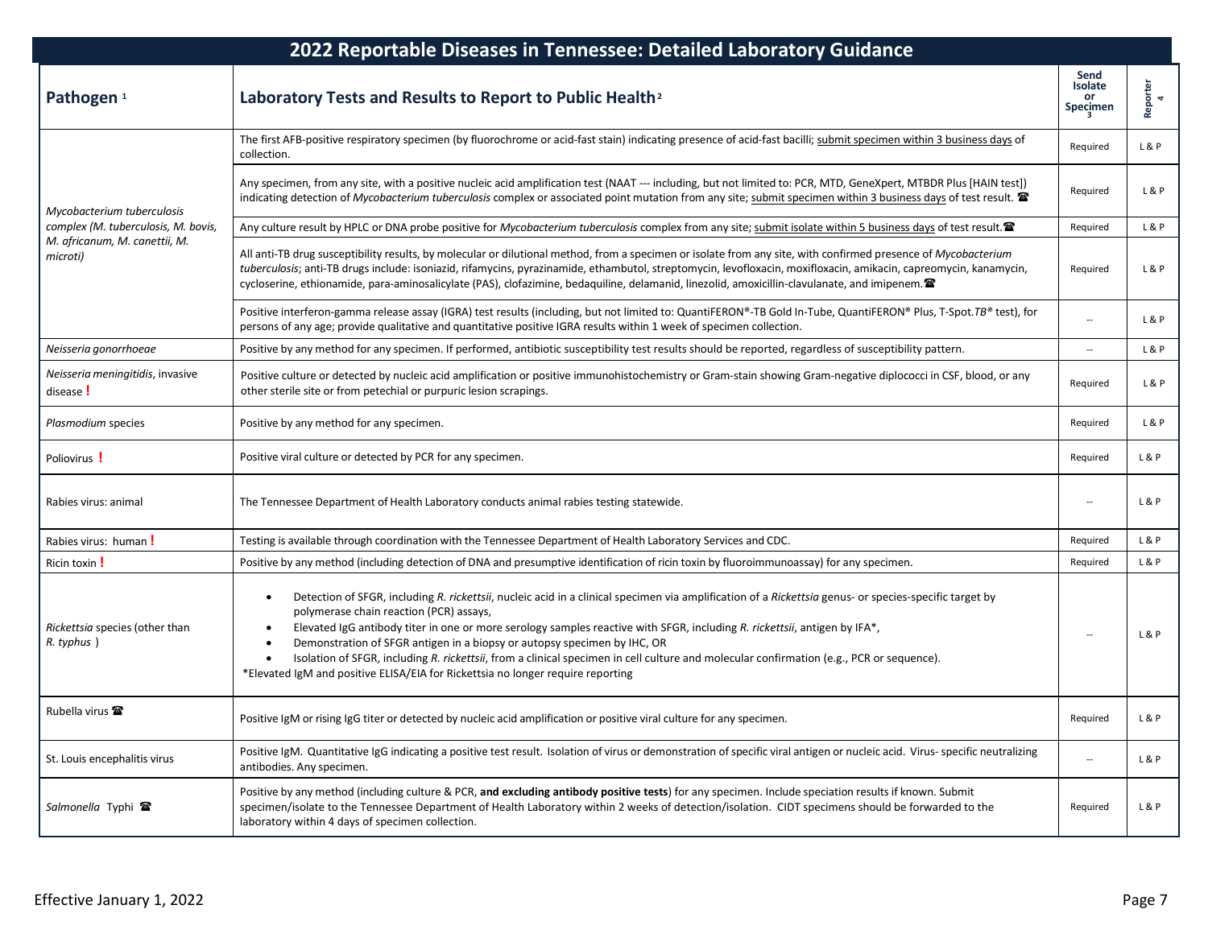# 2022 Reportable Diseases in Tennessee: Detailed Laboratory Guidance

| Pathogen [1] | Laboratory Tests and Results to Report to Public Health [2] | Send Isolate or Specimen [3] | Reporter [4] |
|---|---|---|---|
| *Mycobacterium tuberculosis* complex (*M. tuberculosis, M. bovis, M. africanum, M. canettii, M. microti*) | The first AFB-positive respiratory specimen (by fluorochrome or acid-fast stain) indicating presence of acid-fast bacilli; submit specimen within 3 business days of collection. | Required | L & P |
| | Any specimen, from any site, with a positive nucleic acid amplification test (NAAT --- including, but not limited to: PCR, MTD, GeneXpert, MTBDR Plus [HAIN test]) indicating detection of *Mycobacterium tuberculosis* complex or associated point mutation from any site; submit specimen within 3 business days of test result. ☎ | Required | L & P |
| | Any culture result by HPLC or DNA probe positive for *Mycobacterium tuberculosis* complex from any site; submit isolate within 5 business days of test result.☎ | Required | L & P |
| | All anti-TB drug susceptibility results, by molecular or dilutional method, from a specimen or isolate from any site, with confirmed presence of *Mycobacterium tuberculosis*; anti-TB drugs include: isoniazid, rifamycins, pyrazinamide, ethambutol, streptomycin, levofloxacin, moxifloxacin, amikacin, capreomycin, kanamycin, cycloserine, ethionamide, para-aminosalicylate (PAS), clofazimine, bedaquiline, delamanid, linezolid, amoxicillin-clavulanate, and imipenem.☎ | Required | L & P |
| | Positive interferon-gamma release assay (IGRA) test results (including, but not limited to: QuantiFERON®-TB Gold In-Tube, QuantiFERON® Plus, T-Spot.*TB®* test), for persons of any age; provide qualitative and quantitative positive IGRA results within 1 week of specimen collection. | -- | L & P |
| *Neisseria gonorrhoeae* | Positive by any method for any specimen. If performed, antibiotic susceptibility test results should be reported, regardless of susceptibility pattern. | -- | L & P |
| *Neisseria meningitidis*, invasive disease **!** | Positive culture or detected by nucleic acid amplification or positive immunohistochemistry or Gram-stain showing Gram-negative diplococci in CSF, blood, or any other sterile site or from petechial or purpuric lesion scrapings. | Required | L & P |
| *Plasmodium* species | Positive by any method for any specimen. | Required | L & P |
| Poliovirus **!** | Positive viral culture or detected by PCR for any specimen. | Required | L & P |
| Rabies virus: animal | The Tennessee Department of Health Laboratory conducts animal rabies testing statewide. | -- | L & P |
| Rabies virus: human **!** | Testing is available through coordination with the Tennessee Department of Health Laboratory Services and CDC. | Required | L & P |
| Ricin toxin **!** | Positive by any method (including detection of DNA and presumptive identification of ricin toxin by fluoroimmunoassay) for any specimen. | Required | L & P |
| *Rickettsia* species (other than *R. typhus* ) | • Detection of SFGR, including *R. rickettsii*, nucleic acid in a clinical specimen via amplification of a *Rickettsia* genus- or species-specific target by polymerase chain reaction (PCR) assays,<br>• Elevated IgG antibody titer in one or more serology samples reactive with SFGR, including *R. rickettsii*, antigen by IFA*,<br>• Demonstration of SFGR antigen in a biopsy or autopsy specimen by IHC, OR<br>• Isolation of SFGR, including *R. rickettsii*, from a clinical specimen in cell culture and molecular confirmation (e.g., PCR or sequence).<br>*Elevated IgM and positive ELISA/EIA for Rickettsia no longer require reporting | -- | L & P |
| Rubella virus ☎ | Positive IgM or rising IgG titer or detected by nucleic acid amplification or positive viral culture for any specimen. | Required | L & P |
| St. Louis encephalitis virus | Positive IgM. Quantitative IgG indicating a positive test result. Isolation of virus or demonstration of specific viral antigen or nucleic acid. Virus- specific neutralizing antibodies. Any specimen. | -- | L & P |
| *Salmonella* Typhi ☎ | Positive by any method (including culture & PCR, **and excluding antibody positive tests**) for any specimen. Include speciation results if known. Submit specimen/isolate to the Tennessee Department of Health Laboratory within 2 weeks of detection/isolation. CIDT specimens should be forwarded to the laboratory within 4 days of specimen collection. | Required | L & P |

Effective January 1, 2022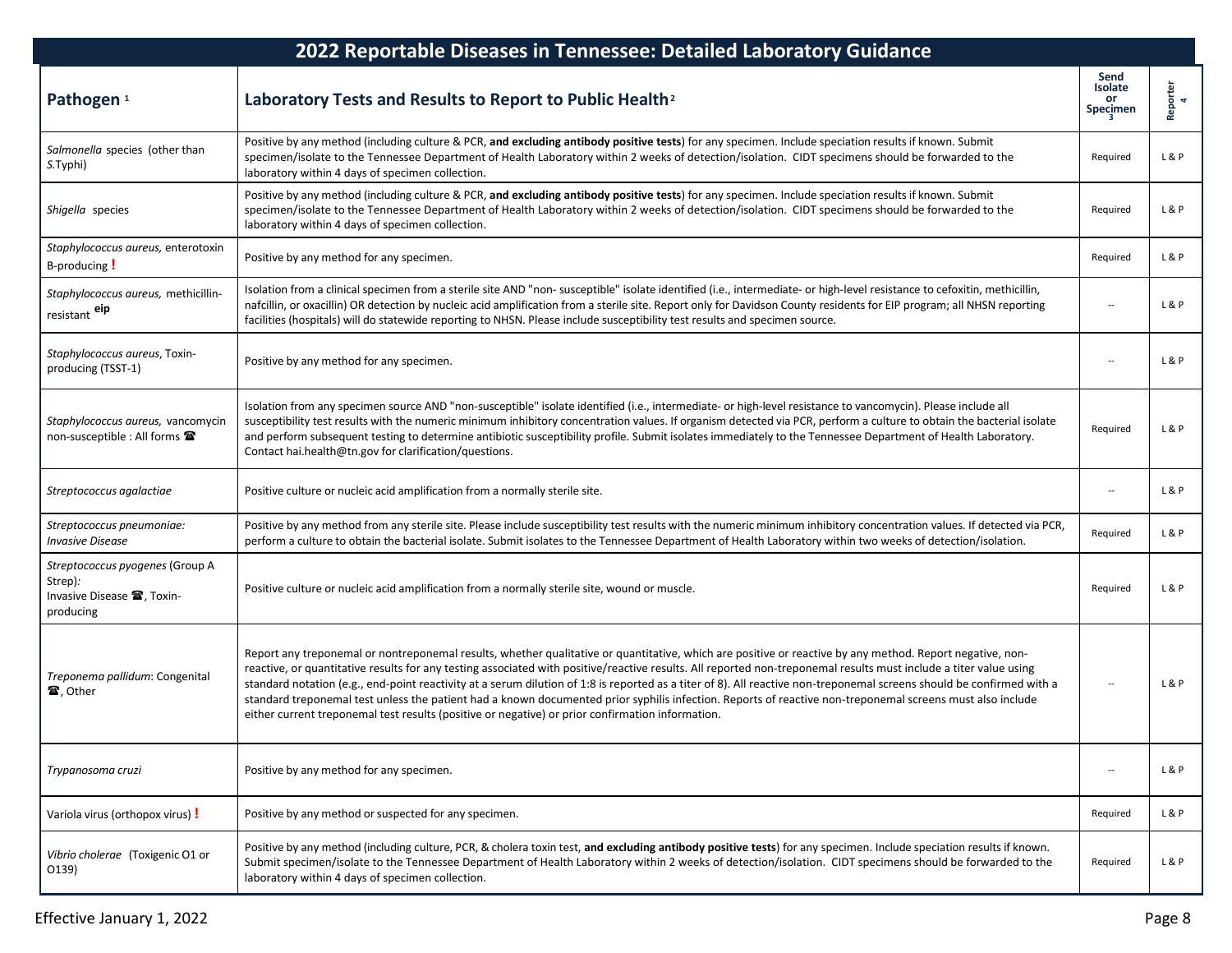# 2022 Reportable Diseases in Tennessee: Detailed Laboratory Guidance

| Pathogen [1] | Laboratory Tests and Results to Report to Public Health [2] | Send Isolate or Specimen [3] | Reporter [4] |
|---|---|---|---|
| *Salmonella* species (other than *S.*Typhi) | Positive by any method (including culture & PCR, **and excluding antibody positive tests**) for any specimen. Include speciation results if known. Submit specimen/isolate to the Tennessee Department of Health Laboratory within 2 weeks of detection/isolation. CIDT specimens should be forwarded to the laboratory within 4 days of specimen collection. | Required | L & P |
| *Shigella* species | Positive by any method (including culture & PCR, **and excluding antibody positive tests**) for any specimen. Include speciation results if known. Submit specimen/isolate to the Tennessee Department of Health Laboratory within 2 weeks of detection/isolation. CIDT specimens should be forwarded to the laboratory within 4 days of specimen collection. | Required | L & P |
| *Staphylococcus aureus,* enterotoxin B-producing **!** | Positive by any method for any specimen. | Required | L & P |
| *Staphylococcus aureus,* methicillin-resistant **eip** | Isolation from a clinical specimen from a sterile site AND "non- susceptible" isolate identified (i.e., intermediate- or high-level resistance to cefoxitin, methicillin, nafcillin, or oxacillin) OR detection by nucleic acid amplification from a sterile site. Report only for Davidson County residents for EIP program; all NHSN reporting facilities (hospitals) will do statewide reporting to NHSN. Please include susceptibility test results and specimen source. | -- | L & P |
| *Staphylococcus aureus*, Toxin-producing (TSST-1) | Positive by any method for any specimen. | -- | L & P |
| *Staphylococcus aureus,* vancomycin non-susceptible : All forms ☎ | Isolation from any specimen source AND "non-susceptible" isolate identified (i.e., intermediate- or high-level resistance to vancomycin). Please include all susceptibility test results with the numeric minimum inhibitory concentration values. If organism detected via PCR, perform a culture to obtain the bacterial isolate and perform subsequent testing to determine antibiotic susceptibility profile. Submit isolates immediately to the Tennessee Department of Health Laboratory. Contact hai.health@tn.gov for clarification/questions. | Required | L & P |
| *Streptococcus agalactiae* | Positive culture or nucleic acid amplification from a normally sterile site. | -- | L & P |
| *Streptococcus pneumoniae: Invasive Disease* | Positive by any method from any sterile site. Please include susceptibility test results with the numeric minimum inhibitory concentration values. If detected via PCR, perform a culture to obtain the bacterial isolate. Submit isolates to the Tennessee Department of Health Laboratory within two weeks of detection/isolation. | Required | L & P |
| *Streptococcus pyogenes* (Group A Strep)*:* Invasive Disease ☎, Toxin-producing | Positive culture or nucleic acid amplification from a normally sterile site, wound or muscle. | Required | L & P |
| *Treponema pallidum*: Congenital ☎, Other | Report any treponemal or nontreponemal results, whether qualitative or quantitative, which are positive or reactive by any method. Report negative, non-reactive, or quantitative results for any testing associated with positive/reactive results. All reported non-treponemal results must include a titer value using standard notation (e.g., end-point reactivity at a serum dilution of 1:8 is reported as a titer of 8). All reactive non-treponemal screens should be confirmed with a standard treponemal test unless the patient had a known documented prior syphilis infection. Reports of reactive non-treponemal screens must also include either current treponemal test results (positive or negative) or prior confirmation information. | -- | L & P |
| *Trypanosoma cruzi* | Positive by any method for any specimen. | -- | L & P |
| Variola virus (orthopox virus) **!** | Positive by any method or suspected for any specimen. | Required | L & P |
| *Vibrio cholerae* (Toxigenic O1 or O139) | Positive by any method (including culture, PCR, & cholera toxin test, **and excluding antibody positive tests**) for any specimen. Include speciation results if known. Submit specimen/isolate to the Tennessee Department of Health Laboratory within 2 weeks of detection/isolation. CIDT specimens should be forwarded to the laboratory within 4 days of specimen collection. | Required | L & P |

Effective January 1, 2022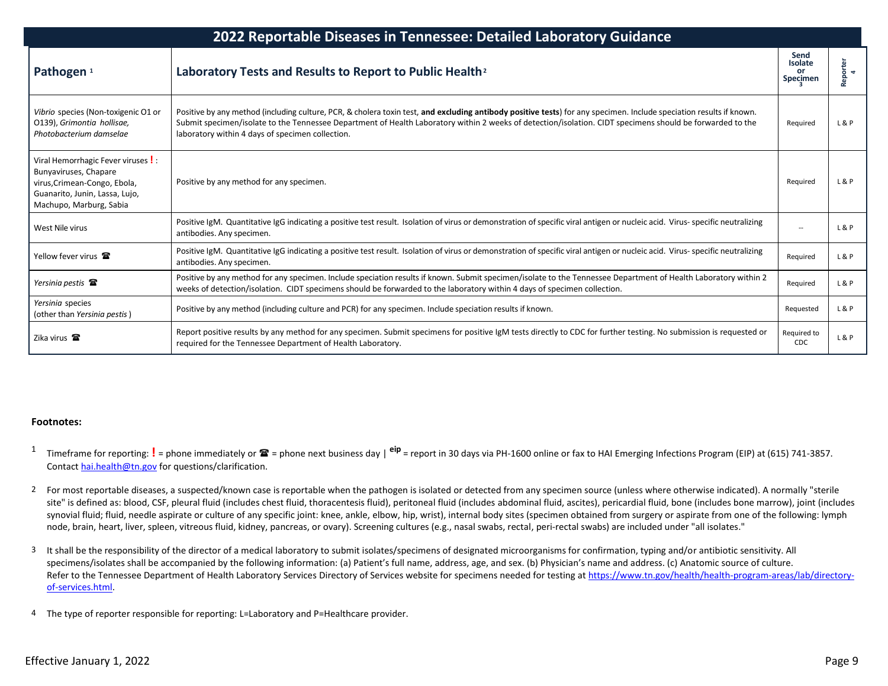# 2022 Reportable Diseases in Tennessee: Detailed Laboratory Guidance

| Pathogen [1] | Laboratory Tests and Results to Report to Public Health [2] | Send Isolate or Specimen [3] | Reporter [4] |
|---|---|---|---|
| *Vibrio* species (Non-toxigenic O1 or O139), *Grimontia hollisae, Photobacterium damselae* | Positive by any method (including culture, PCR, & cholera toxin test, **and excluding antibody positive tests**) for any specimen. Include speciation results if known. Submit specimen/isolate to the Tennessee Department of Health Laboratory within 2 weeks of detection/isolation. CIDT specimens should be forwarded to the laboratory within 4 days of specimen collection. | Required | L & P |
| Viral Hemorrhagic Fever viruses **!** : Bunyaviruses, Chapare virus,Crimean-Congo, Ebola, Guanarito, Junin, Lassa, Lujo, Machupo, Marburg, Sabia | Positive by any method for any specimen. | Required | L & P |
| West Nile virus | Positive IgM. Quantitative IgG indicating a positive test result. Isolation of virus or demonstration of specific viral antigen or nucleic acid. Virus- specific neutralizing antibodies. Any specimen. | -- | L & P |
| Yellow fever virus ☎ | Positive IgM. Quantitative IgG indicating a positive test result. Isolation of virus or demonstration of specific viral antigen or nucleic acid. Virus- specific neutralizing antibodies. Any specimen. | Required | L & P |
| *Yersinia pestis* ☎ | Positive by any method for any specimen. Include speciation results if known. Submit specimen/isolate to the Tennessee Department of Health Laboratory within 2 weeks of detection/isolation. CIDT specimens should be forwarded to the laboratory within 4 days of specimen collection. | Required | L & P |
| *Yersinia* species (other than *Yersinia pestis* ) | Positive by any method (including culture and PCR) for any specimen. Include speciation results if known. | Requested | L & P |
| Zika virus ☎ | Report positive results by any method for any specimen. Submit specimens for positive IgM tests directly to CDC for further testing. No submission is requested or required for the Tennessee Department of Health Laboratory. | Required to CDC | L & P |

**Footnotes:**

1 Timeframe for reporting: **!** = phone immediately or ☎ = phone next business day | **eip** = report in 30 days via PH-1600 online or fax to HAI Emerging Infections Program (EIP) at (615) 741-3857. Contact hai.health@tn.gov for questions/clarification.

2 For most reportable diseases, a suspected/known case is reportable when the pathogen is isolated or detected from any specimen source (unless where otherwise indicated). A normally "sterile site" is defined as: blood, CSF, pleural fluid (includes chest fluid, thoracentesis fluid), peritoneal fluid (includes abdominal fluid, ascites), pericardial fluid, bone (includes bone marrow), joint (includes synovial fluid; fluid, needle aspirate or culture of any specific joint: knee, ankle, elbow, hip, wrist), internal body sites (specimen obtained from surgery or aspirate from one of the following: lymph node, brain, heart, liver, spleen, vitreous fluid, kidney, pancreas, or ovary). Screening cultures (e.g., nasal swabs, rectal, peri-rectal swabs) are included under "all isolates."

3 It shall be the responsibility of the director of a medical laboratory to submit isolates/specimens of designated microorganisms for confirmation, typing and/or antibiotic sensitivity. All specimens/isolates shall be accompanied by the following information: (a) Patient's full name, address, age, and sex. (b) Physician's name and address. (c) Anatomic source of culture. Refer to the Tennessee Department of Health Laboratory Services Directory of Services website for specimens needed for testing at https://www.tn.gov/health/health-program-areas/lab/directory-of-services.html.

4 The type of reporter responsible for reporting: L=Laboratory and P=Healthcare provider.

Effective January 1, 2022